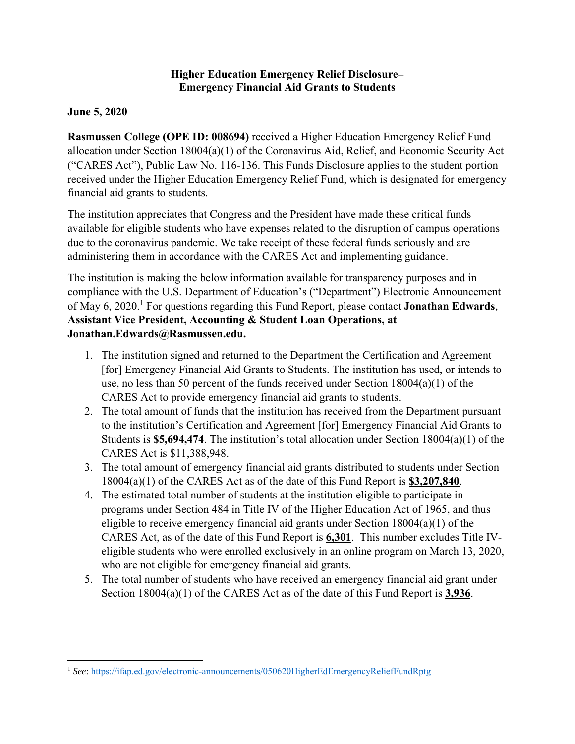**Higher Education Emergency Relief Disclosure–**
**Emergency Financial Aid Grants to Students**

**June 5, 2020**

**Rasmussen College (OPE ID: 008694)** received a Higher Education Emergency Relief Fund allocation under Section 18004(a)(1) of the Coronavirus Aid, Relief, and Economic Security Act ("CARES Act"), Public Law No. 116-136. This Funds Disclosure applies to the student portion received under the Higher Education Emergency Relief Fund, which is designated for emergency financial aid grants to students.

The institution appreciates that Congress and the President have made these critical funds available for eligible students who have expenses related to the disruption of campus operations due to the coronavirus pandemic. We take receipt of these federal funds seriously and are administering them in accordance with the CARES Act and implementing guidance.

The institution is making the below information available for transparency purposes and in compliance with the U.S. Department of Education's ("Department") Electronic Announcement of May 6, 2020.[1] For questions regarding this Fund Report, please contact **Jonathan Edwards**, **Assistant Vice President, Accounting & Student Loan Operations, at Jonathan.Edwards@Rasmussen.edu.**

1. The institution signed and returned to the Department the Certification and Agreement [for] Emergency Financial Aid Grants to Students. The institution has used, or intends to use, no less than 50 percent of the funds received under Section 18004(a)(1) of the CARES Act to provide emergency financial aid grants to students.
2. The total amount of funds that the institution has received from the Department pursuant to the institution's Certification and Agreement [for] Emergency Financial Aid Grants to Students is **$5,694,474**. The institution's total allocation under Section 18004(a)(1) of the CARES Act is $11,388,948.
3. The total amount of emergency financial aid grants distributed to students under Section 18004(a)(1) of the CARES Act as of the date of this Fund Report is **$3,207,840**.
4. The estimated total number of students at the institution eligible to participate in programs under Section 484 in Title IV of the Higher Education Act of 1965, and thus eligible to receive emergency financial aid grants under Section 18004(a)(1) of the CARES Act, as of the date of this Fund Report is **6,301**. This number excludes Title IV-eligible students who were enrolled exclusively in an online program on March 13, 2020, who are not eligible for emergency financial aid grants.
5. The total number of students who have received an emergency financial aid grant under Section 18004(a)(1) of the CARES Act as of the date of this Fund Report is **3,936**.

[1] *See*: https://ifap.ed.gov/electronic-announcements/050620HigherEdEmergencyReliefFundRptg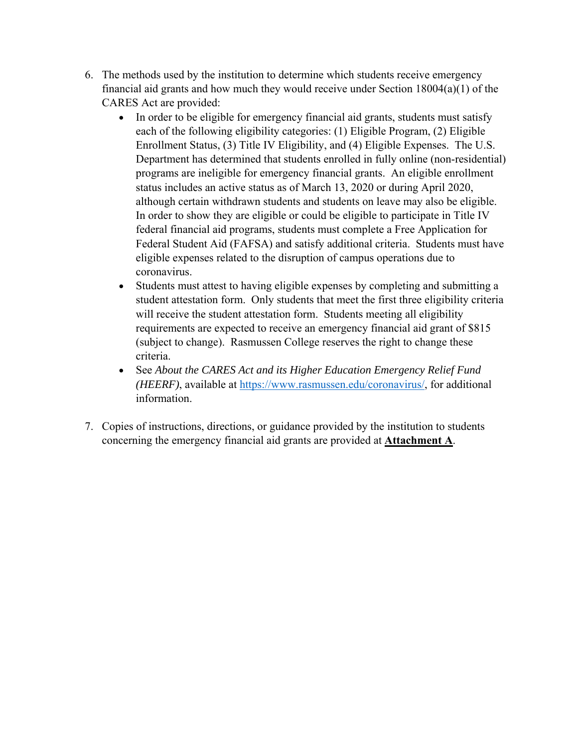6. The methods used by the institution to determine which students receive emergency financial aid grants and how much they would receive under Section 18004(a)(1) of the CARES Act are provided:
   - In order to be eligible for emergency financial aid grants, students must satisfy each of the following eligibility categories: (1) Eligible Program, (2) Eligible Enrollment Status, (3) Title IV Eligibility, and (4) Eligible Expenses. The U.S. Department has determined that students enrolled in fully online (non-residential) programs are ineligible for emergency financial grants. An eligible enrollment status includes an active status as of March 13, 2020 or during April 2020, although certain withdrawn students and students on leave may also be eligible. In order to show they are eligible or could be eligible to participate in Title IV federal financial aid programs, students must complete a Free Application for Federal Student Aid (FAFSA) and satisfy additional criteria. Students must have eligible expenses related to the disruption of campus operations due to coronavirus.
   - Students must attest to having eligible expenses by completing and submitting a student attestation form. Only students that meet the first three eligibility criteria will receive the student attestation form. Students meeting all eligibility requirements are expected to receive an emergency financial aid grant of $815 (subject to change). Rasmussen College reserves the right to change these criteria.
   - See *About the CARES Act and its Higher Education Emergency Relief Fund (HEERF)*, available at https://www.rasmussen.edu/coronavirus/, for additional information.

7. Copies of instructions, directions, or guidance provided by the institution to students concerning the emergency financial aid grants are provided at **Attachment A**.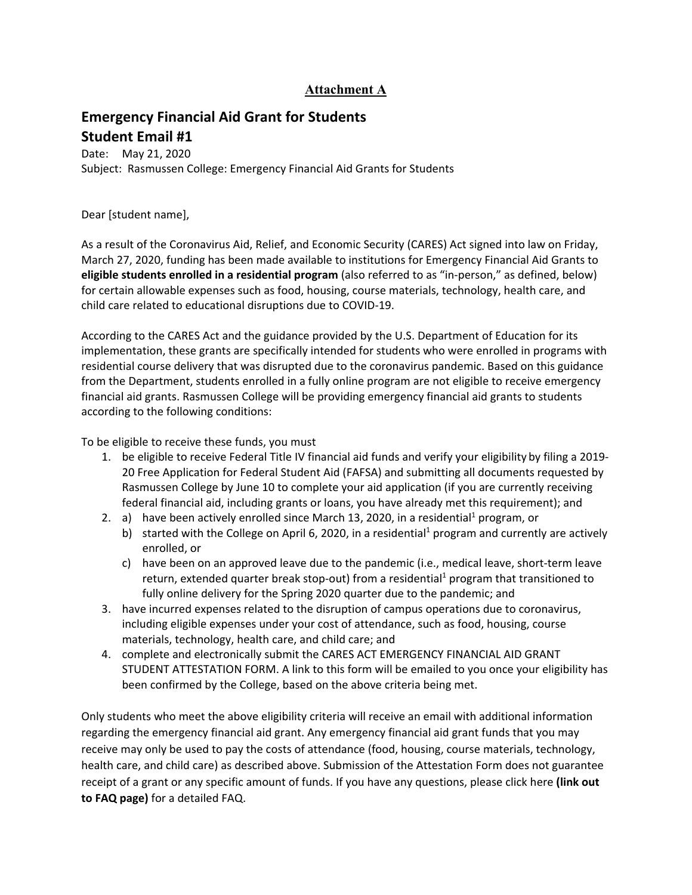**Attachment A**

## Emergency Financial Aid Grant for Students

## Student Email #1

Date: May 21, 2020
Subject: Rasmussen College: Emergency Financial Aid Grants for Students

Dear [student name],

As a result of the Coronavirus Aid, Relief, and Economic Security (CARES) Act signed into law on Friday, March 27, 2020, funding has been made available to institutions for Emergency Financial Aid Grants to **eligible students enrolled in a residential program** (also referred to as "in-person," as defined, below) for certain allowable expenses such as food, housing, course materials, technology, health care, and child care related to educational disruptions due to COVID-19.

According to the CARES Act and the guidance provided by the U.S. Department of Education for its implementation, these grants are specifically intended for students who were enrolled in programs with residential course delivery that was disrupted due to the coronavirus pandemic. Based on this guidance from the Department, students enrolled in a fully online program are not eligible to receive emergency financial aid grants. Rasmussen College will be providing emergency financial aid grants to students according to the following conditions:

To be eligible to receive these funds, you must

1. be eligible to receive Federal Title IV financial aid funds and verify your eligibility by filing a 2019-20 Free Application for Federal Student Aid (FAFSA) and submitting all documents requested by Rasmussen College by June 10 to complete your aid application (if you are currently receiving federal financial aid, including grants or loans, you have already met this requirement); and
2. a) have been actively enrolled since March 13, 2020, in a residential[1] program, or
   b) started with the College on April 6, 2020, in a residential[1] program and currently are actively enrolled, or
   c) have been on an approved leave due to the pandemic (i.e., medical leave, short-term leave return, extended quarter break stop-out) from a residential[1] program that transitioned to fully online delivery for the Spring 2020 quarter due to the pandemic; and
3. have incurred expenses related to the disruption of campus operations due to coronavirus, including eligible expenses under your cost of attendance, such as food, housing, course materials, technology, health care, and child care; and
4. complete and electronically submit the CARES ACT EMERGENCY FINANCIAL AID GRANT STUDENT ATTESTATION FORM. A link to this form will be emailed to you once your eligibility has been confirmed by the College, based on the above criteria being met.

Only students who meet the above eligibility criteria will receive an email with additional information regarding the emergency financial aid grant. Any emergency financial aid grant funds that you may receive may only be used to pay the costs of attendance (food, housing, course materials, technology, health care, and child care) as described above. Submission of the Attestation Form does not guarantee receipt of a grant or any specific amount of funds. If you have any questions, please click here **(link out to FAQ page)** for a detailed FAQ.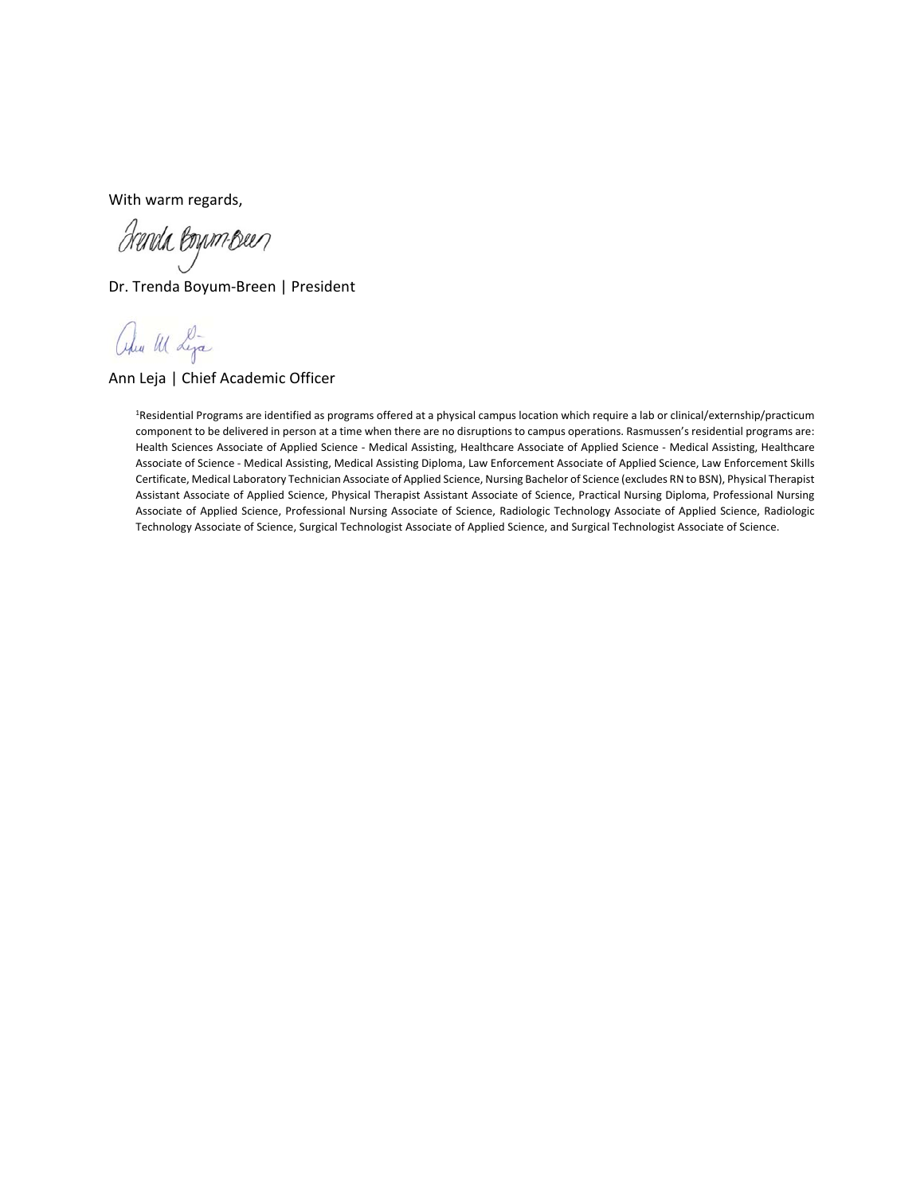With warm regards,

Dr. Trenda Boyum-Breen | President

Ann Leja | Chief Academic Officer

[1]Residential Programs are identified as programs offered at a physical campus location which require a lab or clinical/externship/practicum component to be delivered in person at a time when there are no disruptions to campus operations. Rasmussen's residential programs are: Health Sciences Associate of Applied Science - Medical Assisting, Healthcare Associate of Applied Science - Medical Assisting, Healthcare Associate of Science - Medical Assisting, Medical Assisting Diploma, Law Enforcement Associate of Applied Science, Law Enforcement Skills Certificate, Medical Laboratory Technician Associate of Applied Science, Nursing Bachelor of Science (excludes RN to BSN), Physical Therapist Assistant Associate of Applied Science, Physical Therapist Assistant Associate of Science, Practical Nursing Diploma, Professional Nursing Associate of Applied Science, Professional Nursing Associate of Science, Radiologic Technology Associate of Applied Science, Radiologic Technology Associate of Science, Surgical Technologist Associate of Applied Science, and Surgical Technologist Associate of Science.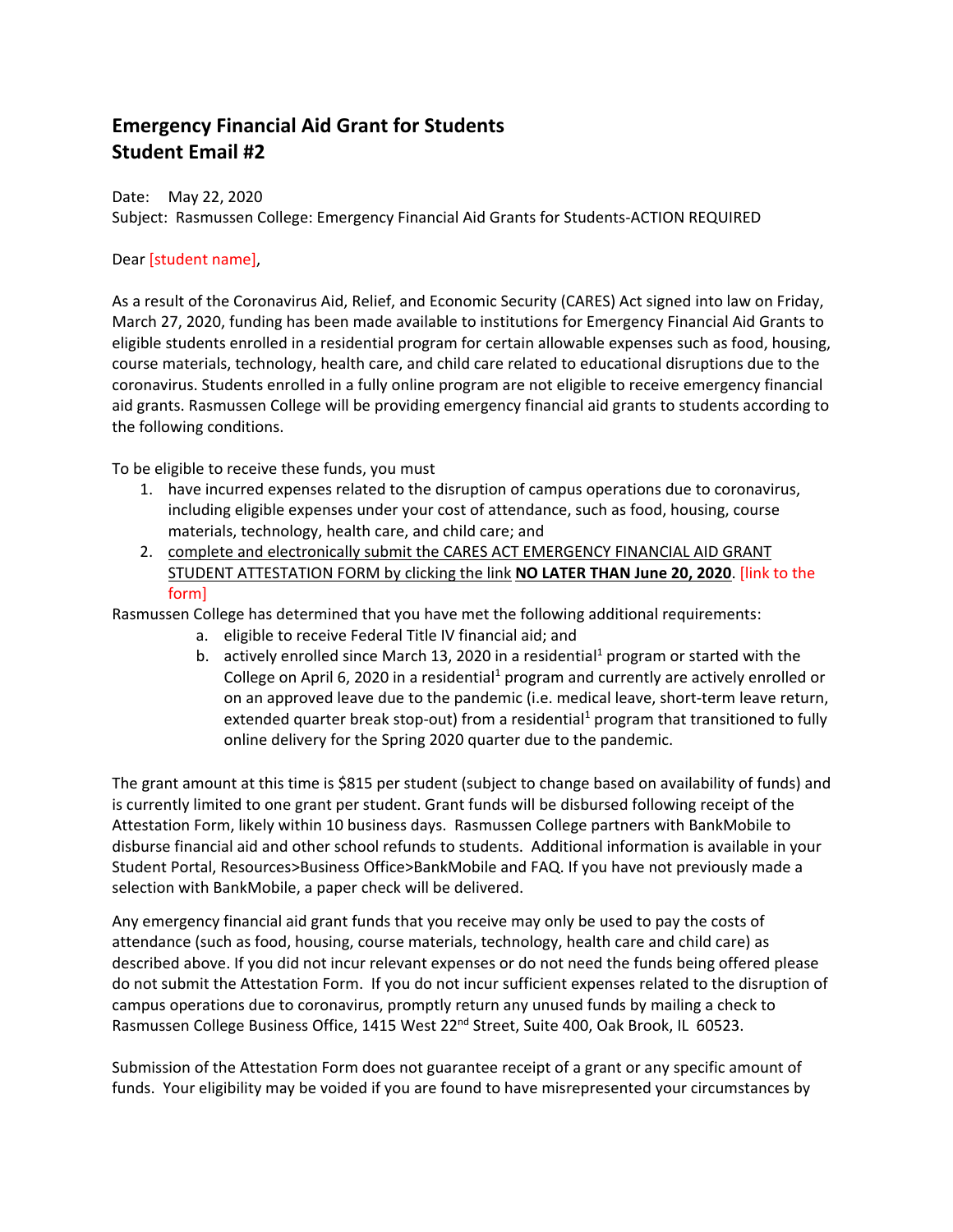# Emergency Financial Aid Grant for Students
# Student Email #2

Date: May 22, 2020

Subject: Rasmussen College: Emergency Financial Aid Grants for Students-ACTION REQUIRED

Dear [student name],

As a result of the Coronavirus Aid, Relief, and Economic Security (CARES) Act signed into law on Friday, March 27, 2020, funding has been made available to institutions for Emergency Financial Aid Grants to eligible students enrolled in a residential program for certain allowable expenses such as food, housing, course materials, technology, health care, and child care related to educational disruptions due to the coronavirus. Students enrolled in a fully online program are not eligible to receive emergency financial aid grants. Rasmussen College will be providing emergency financial aid grants to students according to the following conditions.

To be eligible to receive these funds, you must

1. have incurred expenses related to the disruption of campus operations due to coronavirus, including eligible expenses under your cost of attendance, such as food, housing, course materials, technology, health care, and child care; and
2. complete and electronically submit the CARES ACT EMERGENCY FINANCIAL AID GRANT STUDENT ATTESTATION FORM by clicking the link **NO LATER THAN June 20, 2020**. [link to the form]

Rasmussen College has determined that you have met the following additional requirements:

a. eligible to receive Federal Title IV financial aid; and
b. actively enrolled since March 13, 2020 in a residential[1] program or started with the College on April 6, 2020 in a residential[1] program and currently are actively enrolled or on an approved leave due to the pandemic (i.e. medical leave, short-term leave return, extended quarter break stop-out) from a residential[1] program that transitioned to fully online delivery for the Spring 2020 quarter due to the pandemic.

The grant amount at this time is $815 per student (subject to change based on availability of funds) and is currently limited to one grant per student. Grant funds will be disbursed following receipt of the Attestation Form, likely within 10 business days. Rasmussen College partners with BankMobile to disburse financial aid and other school refunds to students. Additional information is available in your Student Portal, Resources>Business Office>BankMobile and FAQ. If you have not previously made a selection with BankMobile, a paper check will be delivered.

Any emergency financial aid grant funds that you receive may only be used to pay the costs of attendance (such as food, housing, course materials, technology, health care and child care) as described above. If you did not incur relevant expenses or do not need the funds being offered please do not submit the Attestation Form. If you do not incur sufficient expenses related to the disruption of campus operations due to coronavirus, promptly return any unused funds by mailing a check to Rasmussen College Business Office, 1415 West 22nd Street, Suite 400, Oak Brook, IL 60523.

Submission of the Attestation Form does not guarantee receipt of a grant or any specific amount of funds. Your eligibility may be voided if you are found to have misrepresented your circumstances by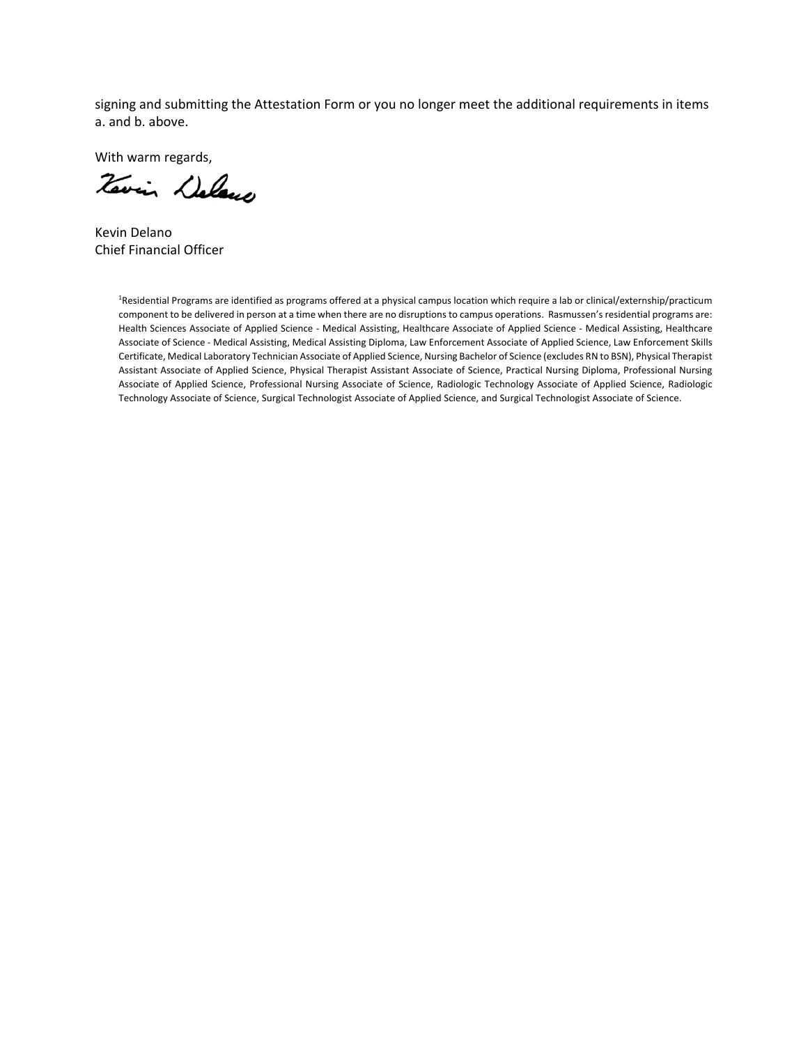signing and submitting the Attestation Form or you no longer meet the additional requirements in items a. and b. above.

With warm regards,

Kevin Delano
Chief Financial Officer

[1]Residential Programs are identified as programs offered at a physical campus location which require a lab or clinical/externship/practicum component to be delivered in person at a time when there are no disruptions to campus operations. Rasmussen's residential programs are: Health Sciences Associate of Applied Science - Medical Assisting, Healthcare Associate of Applied Science - Medical Assisting, Healthcare Associate of Science - Medical Assisting, Medical Assisting Diploma, Law Enforcement Associate of Applied Science, Law Enforcement Skills Certificate, Medical Laboratory Technician Associate of Applied Science, Nursing Bachelor of Science (excludes RN to BSN), Physical Therapist Assistant Associate of Applied Science, Physical Therapist Assistant Associate of Science, Practical Nursing Diploma, Professional Nursing Associate of Applied Science, Professional Nursing Associate of Science, Radiologic Technology Associate of Applied Science, Radiologic Technology Associate of Science, Surgical Technologist Associate of Applied Science, and Surgical Technologist Associate of Science.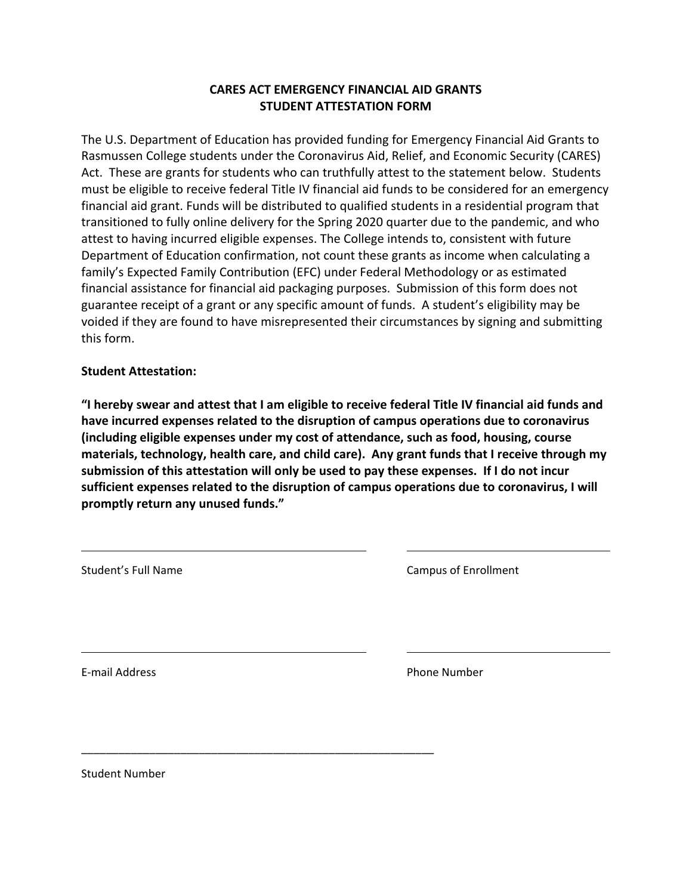# CARES ACT EMERGENCY FINANCIAL AID GRANTS
# STUDENT ATTESTATION FORM

The U.S. Department of Education has provided funding for Emergency Financial Aid Grants to Rasmussen College students under the Coronavirus Aid, Relief, and Economic Security (CARES) Act. These are grants for students who can truthfully attest to the statement below. Students must be eligible to receive federal Title IV financial aid funds to be considered for an emergency financial aid grant. Funds will be distributed to qualified students in a residential program that transitioned to fully online delivery for the Spring 2020 quarter due to the pandemic, and who attest to having incurred eligible expenses. The College intends to, consistent with future Department of Education confirmation, not count these grants as income when calculating a family's Expected Family Contribution (EFC) under Federal Methodology or as estimated financial assistance for financial aid packaging purposes. Submission of this form does not guarantee receipt of a grant or any specific amount of funds. A student's eligibility may be voided if they are found to have misrepresented their circumstances by signing and submitting this form.

**Student Attestation:**

**"I hereby swear and attest that I am eligible to receive federal Title IV financial aid funds and have incurred expenses related to the disruption of campus operations due to coronavirus (including eligible expenses under my cost of attendance, such as food, housing, course materials, technology, health care, and child care). Any grant funds that I receive through my submission of this attestation will only be used to pay these expenses. If I do not incur sufficient expenses related to the disruption of campus operations due to coronavirus, I will promptly return any unused funds."**

\_\_\_\_\_\_\_\_\_\_\_\_\_\_\_\_\_\_\_\_\_\_\_\_\_\_\_\_\_\_\_\_\_\_\_\_\_\_\_\_ \_\_\_\_\_\_\_\_\_\_\_\_\_\_\_\_\_\_\_\_\_\_\_\_\_\_\_\_\_\_

Student's Full Name Campus of Enrollment

\_\_\_\_\_\_\_\_\_\_\_\_\_\_\_\_\_\_\_\_\_\_\_\_\_\_\_\_\_\_\_\_\_\_\_\_\_\_\_\_ \_\_\_\_\_\_\_\_\_\_\_\_\_\_\_\_\_\_\_\_\_\_\_\_\_\_\_\_\_\_

E-mail Address Phone Number

\_\_\_\_\_\_\_\_\_\_\_\_\_\_\_\_\_\_\_\_\_\_\_\_\_\_\_\_\_\_\_\_\_\_\_\_\_\_\_\_\_\_\_\_\_\_\_\_\_\_\_\_\_

Student Number